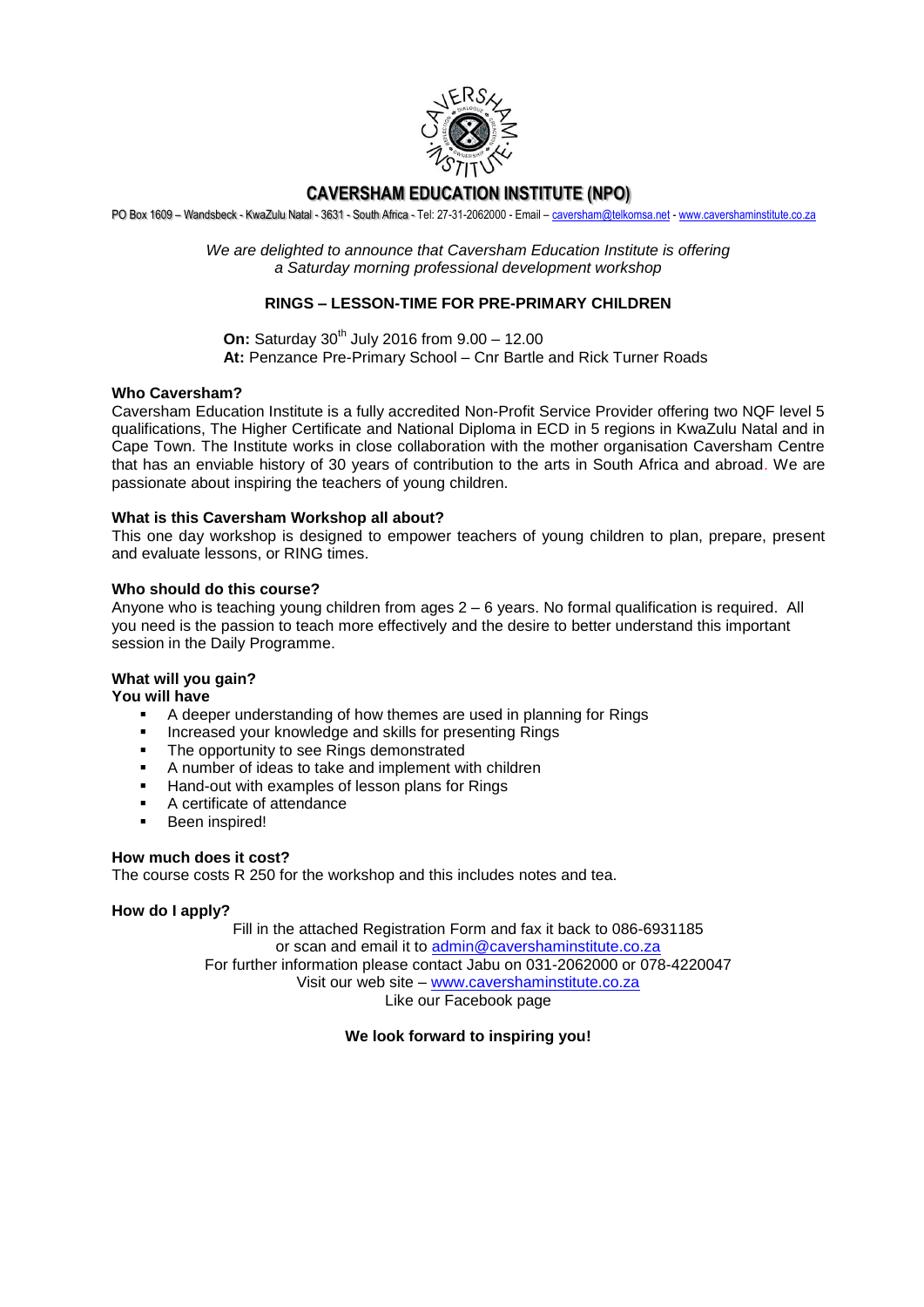# CAVERSHAM EDUCATION INSTITUTE (NPO)

PO Box 1609 – Wandsbeck - KwaZulu Natal - 3631 - South Africa - Tel: 27-31-2062000 - Email – caversham@telkomsa.net - www.cavershaminstitute.co.za

*We are delighted to announce that Caversham Education Institute is offering a Saturday morning professional development workshop*

## RINGS – LESSON-TIME FOR PRE-PRIMARY CHILDREN

**On:** Saturday 30th July 2016 from 9.00 – 12.00
**At:** Penzance Pre-Primary School – Cnr Bartle and Rick Turner Roads

### Who Caversham?

Caversham Education Institute is a fully accredited Non-Profit Service Provider offering two NQF level 5 qualifications, The Higher Certificate and National Diploma in ECD in 5 regions in KwaZulu Natal and in Cape Town. The Institute works in close collaboration with the mother organisation Caversham Centre that has an enviable history of 30 years of contribution to the arts in South Africa and abroad. We are passionate about inspiring the teachers of young children.

### What is this Caversham Workshop all about?

This one day workshop is designed to empower teachers of young children to plan, prepare, present and evaluate lessons, or RING times.

### Who should do this course?

Anyone who is teaching young children from ages 2 – 6 years. No formal qualification is required. All you need is the passion to teach more effectively and the desire to better understand this important session in the Daily Programme.

### What will you gain?

**You will have**

- A deeper understanding of how themes are used in planning for Rings
- Increased your knowledge and skills for presenting Rings
- The opportunity to see Rings demonstrated
- A number of ideas to take and implement with children
- Hand-out with examples of lesson plans for Rings
- A certificate of attendance
- Been inspired!

### How much does it cost?

The course costs R 250 for the workshop and this includes notes and tea.

### How do I apply?

Fill in the attached Registration Form and fax it back to 086-6931185
or scan and email it to admin@cavershaminstitute.co.za
For further information please contact Jabu on 031-2062000 or 078-4220047
Visit our web site – www.cavershaminstitute.co.za
Like our Facebook page

**We look forward to inspiring you!**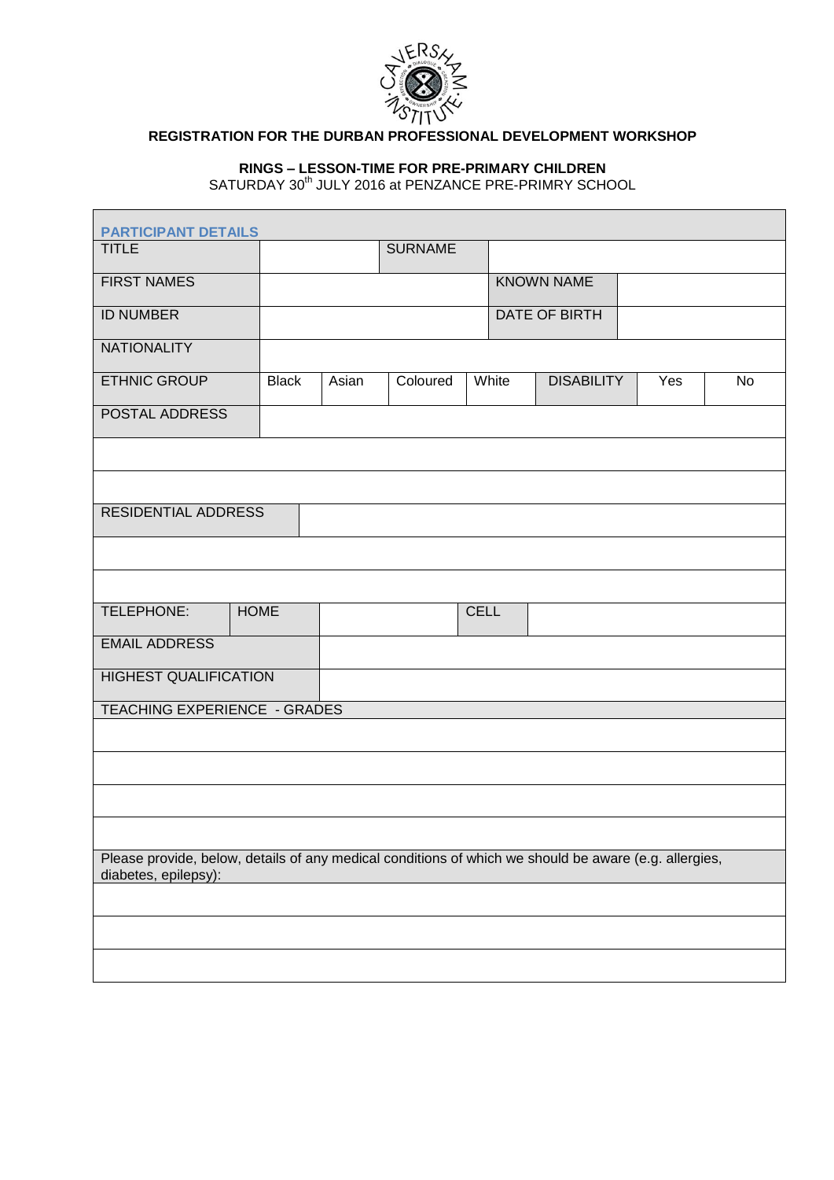**REGISTRATION FOR THE DURBAN PROFESSIONAL DEVELOPMENT WORKSHOP**

**RINGS – LESSON-TIME FOR PRE-PRIMARY CHILDREN**
SATURDAY 30th JULY 2016 at PENZANCE PRE-PRIMRY SCHOOL

| PARTICIPANT DETAILS | | | | | | | | |
|---|---|---|---|---|---|---|---|---|
| TITLE | | | SURNAME | | | | | |
| FIRST NAMES | | | | | KNOWN NAME | | | |
| ID NUMBER | | | | | DATE OF BIRTH | | | |
| NATIONALITY | | | | | | | | |
| ETHNIC GROUP | Black | Asian | Coloured | White | DISABILITY | | Yes | No |
| POSTAL ADDRESS | | | | | | | | |
| | | | | | | | | |
| | | | | | | | | |
| RESIDENTIAL ADDRESS | | | | | | | | |
| | | | | | | | | |
| | | | | | | | | |
| TELEPHONE: | HOME | | | CELL | | | | |
| EMAIL ADDRESS | | | | | | | | |
| HIGHEST QUALIFICATION | | | | | | | | |
| TEACHING EXPERIENCE - GRADES | | | | | | | | |
| | | | | | | | | |
| | | | | | | | | |
| | | | | | | | | |
| | | | | | | | | |
| Please provide, below, details of any medical conditions of which we should be aware (e.g. allergies, diabetes, epilepsy): | | | | | | | | |
| | | | | | | | | |
| | | | | | | | | |
| | | | | | | | | |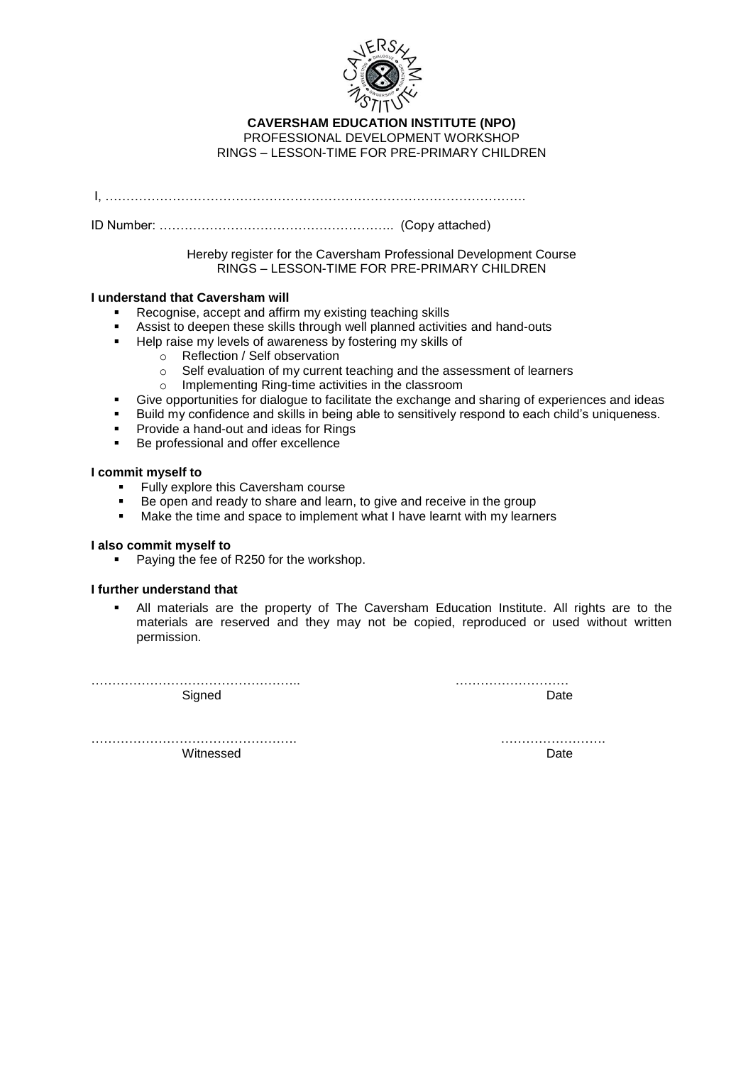**CAVERSHAM EDUCATION INSTITUTE (NPO)**
PROFESSIONAL DEVELOPMENT WORKSHOP
RINGS – LESSON-TIME FOR PRE-PRIMARY CHILDREN

I, ……………………………………………………………………………………….

ID Number: ……………………………………………….. (Copy attached)

Hereby register for the Caversham Professional Development Course
RINGS – LESSON-TIME FOR PRE-PRIMARY CHILDREN

**I understand that Caversham will**

- Recognise, accept and affirm my existing teaching skills
- Assist to deepen these skills through well planned activities and hand-outs
- Help raise my levels of awareness by fostering my skills of
  - Reflection / Self observation
  - Self evaluation of my current teaching and the assessment of learners
  - Implementing Ring-time activities in the classroom
- Give opportunities for dialogue to facilitate the exchange and sharing of experiences and ideas
- Build my confidence and skills in being able to sensitively respond to each child's uniqueness.
- Provide a hand-out and ideas for Rings
- Be professional and offer excellence

**I commit myself to**

- Fully explore this Caversham course
- Be open and ready to share and learn, to give and receive in the group
- Make the time and space to implement what I have learnt with my learners

**I also commit myself to**

- Paying the fee of R250 for the workshop.

**I further understand that**

- All materials are the property of The Caversham Education Institute. All rights are to the materials are reserved and they may not be copied, reproduced or used without written permission.

………………………………………….. ………………………
Signed Date

…………………………………………. …………………….
Witnessed Date